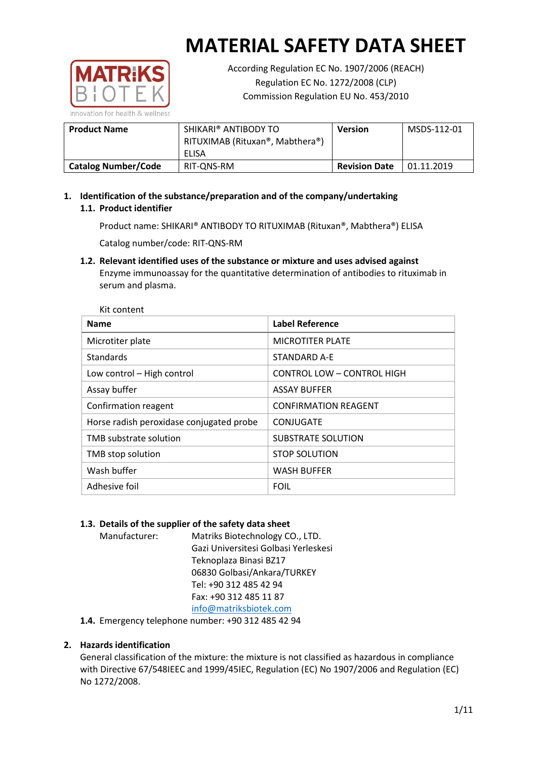# MATERIAL SAFETY DATA SHEET

According Regulation EC No. 1907/2006 (REACH)
Regulation EC No. 1272/2008 (CLP)
Commission Regulation EU No. 453/2010

| **Product Name** | SHIKARI® ANTIBODY TO RITUXIMAB (Rituxan®, Mabthera®) ELISA | **Version** | MSDS-112-01 |
|---|---|---|---|
| **Catalog Number/Code** | RIT-QNS-RM | **Revision Date** | 01.11.2019 |

## 1. Identification of the substance/preparation and of the company/undertaking

### 1.1. Product identifier

Product name: SHIKARI® ANTIBODY TO RITUXIMAB (Rituxan®, Mabthera®) ELISA

Catalog number/code: RIT-QNS-RM

### 1.2. Relevant identified uses of the substance or mixture and uses advised against

Enzyme immunoassay for the quantitative determination of antibodies to rituximab in serum and plasma.

Kit content

| **Name** | **Label Reference** |
|---|---|
| Microtiter plate | MICROTITER PLATE |
| Standards | STANDARD A-E |
| Low control – High control | CONTROL LOW – CONTROL HIGH |
| Assay buffer | ASSAY BUFFER |
| Confirmation reagent | CONFIRMATION REAGENT |
| Horse radish peroxidase conjugated probe | CONJUGATE |
| TMB substrate solution | SUBSTRATE SOLUTION |
| TMB stop solution | STOP SOLUTION |
| Wash buffer | WASH BUFFER |
| Adhesive foil | FOIL |

### 1.3. Details of the supplier of the safety data sheet

Manufacturer: Matriks Biotechnology CO., LTD.
Gazi Universitesi Golbasi Yerleskesi
Teknoplaza Binasi BZ17
06830 Golbasi/Ankara/TURKEY
Tel: +90 312 485 42 94
Fax: +90 312 485 11 87
info@matriksbiotek.com

### 1.4. Emergency telephone number: +90 312 485 42 94

## 2. Hazards identification

General classification of the mixture: the mixture is not classified as hazardous in compliance with Directive 67/548IEEC and 1999/45IEC, Regulation (EC) No 1907/2006 and Regulation (EC) No 1272/2008.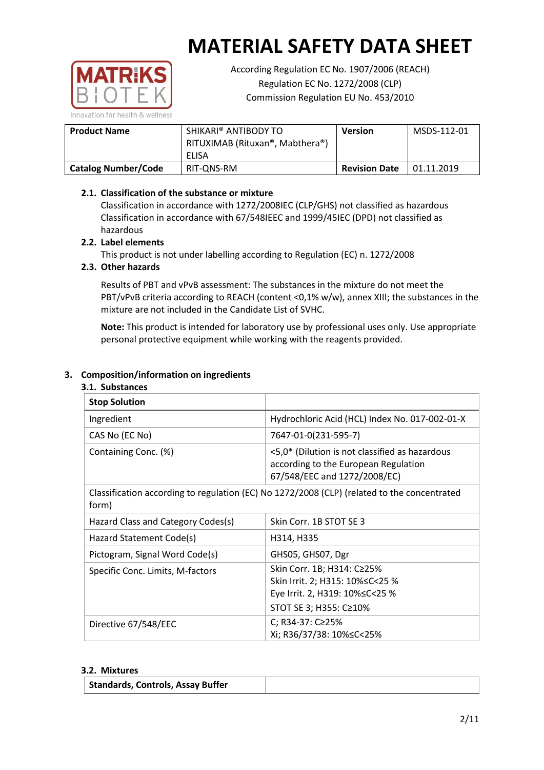# MATERIAL SAFETY DATA SHEET

According Regulation EC No. 1907/2006 (REACH)
Regulation EC No. 1272/2008 (CLP)
Commission Regulation EU No. 453/2010

| **Product Name** | SHIKARI® ANTIBODY TO RITUXIMAB (Rituxan®, Mabthera®) ELISA | **Version** | MSDS-112-01 |
|---|---|---|---|
| **Catalog Number/Code** | RIT-QNS-RM | **Revision Date** | 01.11.2019 |

### 2.1. Classification of the substance or mixture

Classification in accordance with 1272/2008IEC (CLP/GHS) not classified as hazardous
Classification in accordance with 67/548IEEC and 1999/45IEC (DPD) not classified as hazardous

### 2.2. Label elements

This product is not under labelling according to Regulation (EC) n. 1272/2008

### 2.3. Other hazards

Results of PBT and vPvB assessment: The substances in the mixture do not meet the PBT/vPvB criteria according to REACH (content <0,1% w/w), annex XIII; the substances in the mixture are not included in the Candidate List of SVHC.

**Note:** This product is intended for laboratory use by professional uses only. Use appropriate personal protective equipment while working with the reagents provided.

## 3. Composition/information on ingredients

### 3.1. Substances

| **Stop Solution** | |
|---|---|
| Ingredient | Hydrochloric Acid (HCL) Index No. 017-002-01-X |
| CAS No (EC No) | 7647-01-0(231-595-7) |
| Containing Conc. (%) | <5,0* (Dilution is not classified as hazardous according to the European Regulation 67/548/EEC and 1272/2008/EC) |
| Classification according to regulation (EC) No 1272/2008 (CLP) (related to the concentrated form) | |
| Hazard Class and Category Codes(s) | Skin Corr. 1B STOT SE 3 |
| Hazard Statement Code(s) | H314, H335 |
| Pictogram, Signal Word Code(s) | GHS05, GHS07, Dgr |
| Specific Conc. Limits, M-factors | Skin Corr. 1B; H314: C≥25%<br>Skin Irrit. 2; H315: 10%≤C<25 %<br>Eye Irrit. 2, H319: 10%≤C<25 %<br>STOT SE 3; H355: C≥10% |
| Directive 67/548/EEC | C; R34-37: C≥25%<br>Xi; R36/37/38: 10%≤C<25% |

### 3.2. Mixtures

| **Standards, Controls, Assay Buffer** | |
|---|---|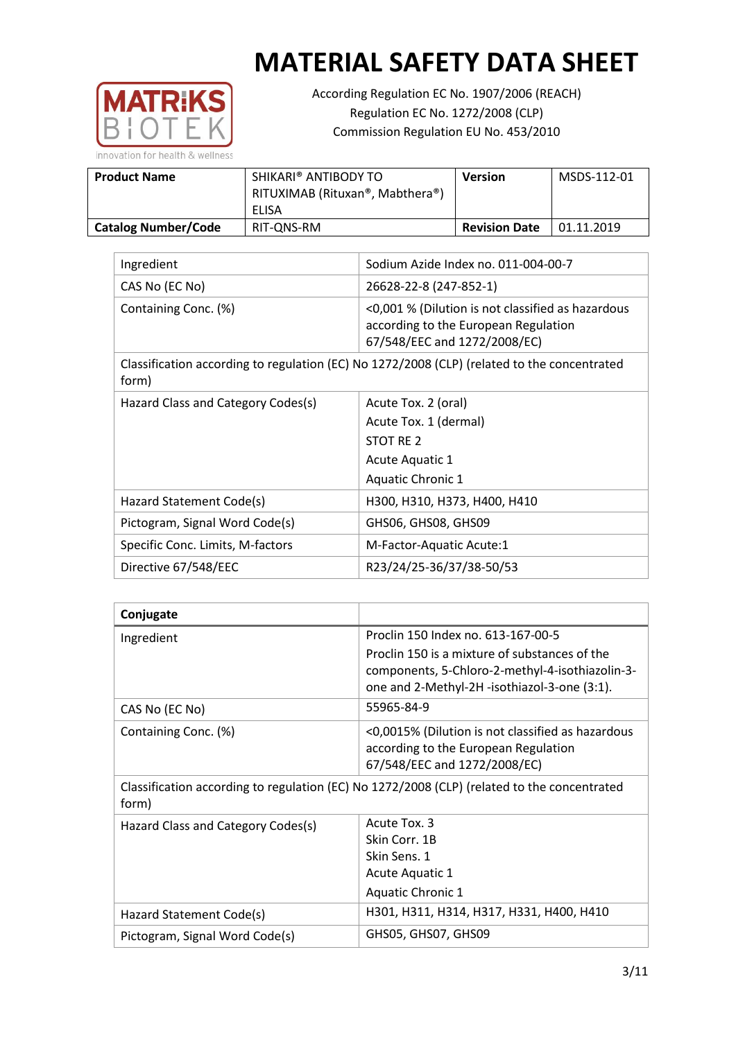# MATERIAL SAFETY DATA SHEET

According Regulation EC No. 1907/2006 (REACH)
Regulation EC No. 1272/2008 (CLP)
Commission Regulation EU No. 453/2010

| **Product Name** | SHIKARI® ANTIBODY TO RITUXIMAB (Rituxan®, Mabthera®) ELISA | **Version** | MSDS-112-01 |
|---|---|---|---|
| **Catalog Number/Code** | RIT-QNS-RM | **Revision Date** | 01.11.2019 |

| Ingredient | Sodium Azide Index no. 011-004-00-7 |
|---|---|
| CAS No (EC No) | 26628-22-8 (247-852-1) |
| Containing Conc. (%) | <0,001 % (Dilution is not classified as hazardous according to the European Regulation 67/548/EEC and 1272/2008/EC) |
| Classification according to regulation (EC) No 1272/2008 (CLP) (related to the concentrated form) | |
| Hazard Class and Category Codes(s) | Acute Tox. 2 (oral)<br>Acute Tox. 1 (dermal)<br>STOT RE 2<br>Acute Aquatic 1<br>Aquatic Chronic 1 |
| Hazard Statement Code(s) | H300, H310, H373, H400, H410 |
| Pictogram, Signal Word Code(s) | GHS06, GHS08, GHS09 |
| Specific Conc. Limits, M-factors | M-Factor-Aquatic Acute:1 |
| Directive 67/548/EEC | R23/24/25-36/37/38-50/53 |

| **Conjugate** | |
|---|---|
| Ingredient | Proclin 150 Index no. 613-167-00-5<br>Proclin 150 is a mixture of substances of the components, 5-Chloro-2-methyl-4-isothiazolin-3-one and 2-Methyl-2H -isothiazol-3-one (3:1). |
| CAS No (EC No) | 55965-84-9 |
| Containing Conc. (%) | <0,0015% (Dilution is not classified as hazardous according to the European Regulation 67/548/EEC and 1272/2008/EC) |
| Classification according to regulation (EC) No 1272/2008 (CLP) (related to the concentrated form) | |
| Hazard Class and Category Codes(s) | Acute Tox. 3<br>Skin Corr. 1B<br>Skin Sens. 1<br>Acute Aquatic 1<br>Aquatic Chronic 1 |
| Hazard Statement Code(s) | H301, H311, H314, H317, H331, H400, H410 |
| Pictogram, Signal Word Code(s) | GHS05, GHS07, GHS09 |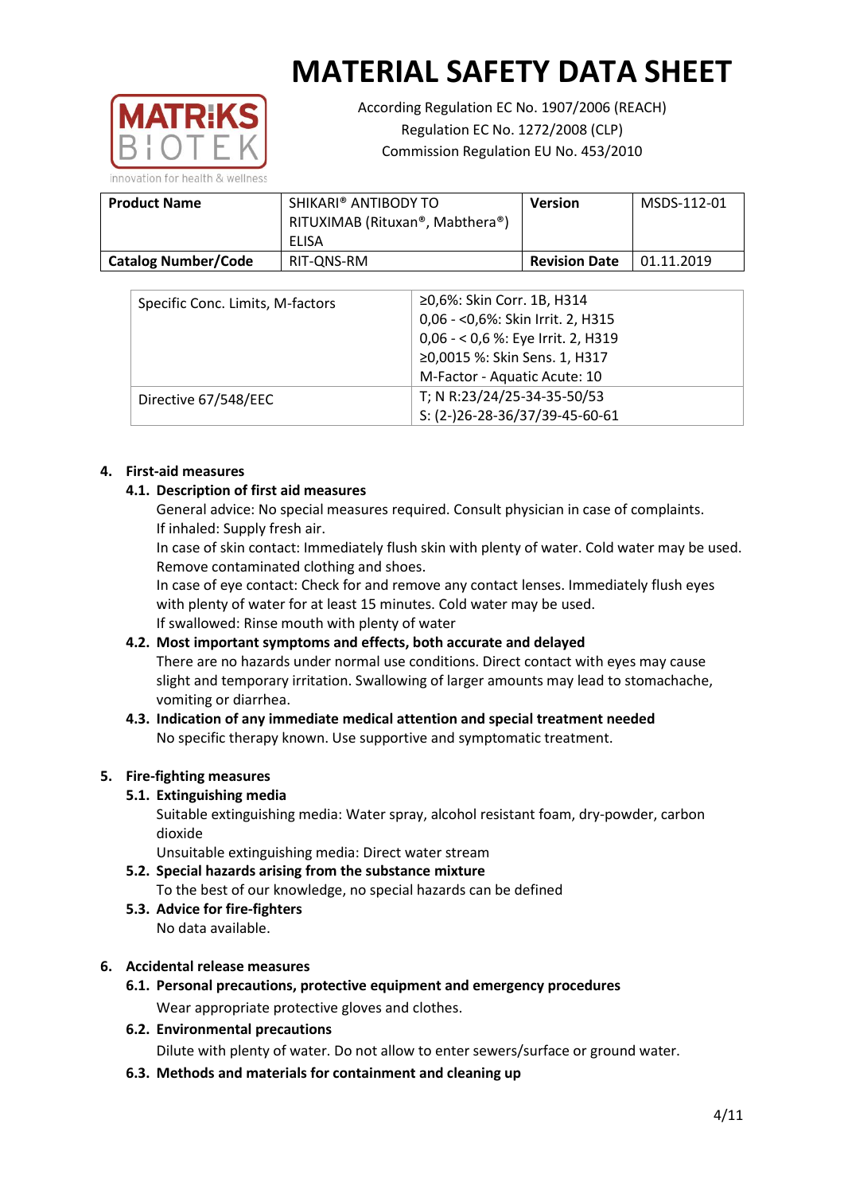# MATERIAL SAFETY DATA SHEET

According Regulation EC No. 1907/2006 (REACH)
Regulation EC No. 1272/2008 (CLP)
Commission Regulation EU No. 453/2010

| **Product Name** | SHIKARI® ANTIBODY TO RITUXIMAB (Rituxan®, Mabthera®) ELISA | **Version** | MSDS-112-01 |
|---|---|---|---|
| **Catalog Number/Code** | RIT-QNS-RM | **Revision Date** | 01.11.2019 |

| Specific Conc. Limits, M-factors | ≥0,6%: Skin Corr. 1B, H314<br>0,06 - <0,6%: Skin Irrit. 2, H315<br>0,06 - < 0,6 %: Eye Irrit. 2, H319<br>≥0,0015 %: Skin Sens. 1, H317<br>M-Factor - Aquatic Acute: 10 |
|---|---|
| Directive 67/548/EEC | T; N R:23/24/25-34-35-50/53<br>S: (2-)26-28-36/37/39-45-60-61 |

## 4. First-aid measures

### 4.1. Description of first aid measures

General advice: No special measures required. Consult physician in case of complaints.
If inhaled: Supply fresh air.
In case of skin contact: Immediately flush skin with plenty of water. Cold water may be used. Remove contaminated clothing and shoes.
In case of eye contact: Check for and remove any contact lenses. Immediately flush eyes with plenty of water for at least 15 minutes. Cold water may be used.
If swallowed: Rinse mouth with plenty of water

### 4.2. Most important symptoms and effects, both accurate and delayed

There are no hazards under normal use conditions. Direct contact with eyes may cause slight and temporary irritation. Swallowing of larger amounts may lead to stomachache, vomiting or diarrhea.

### 4.3. Indication of any immediate medical attention and special treatment needed

No specific therapy known. Use supportive and symptomatic treatment.

## 5. Fire-fighting measures

### 5.1. Extinguishing media

Suitable extinguishing media: Water spray, alcohol resistant foam, dry-powder, carbon dioxide
Unsuitable extinguishing media: Direct water stream

### 5.2. Special hazards arising from the substance mixture

To the best of our knowledge, no special hazards can be defined

### 5.3. Advice for fire-fighters

No data available.

## 6. Accidental release measures

### 6.1. Personal precautions, protective equipment and emergency procedures

Wear appropriate protective gloves and clothes.

### 6.2. Environmental precautions

Dilute with plenty of water. Do not allow to enter sewers/surface or ground water.

### 6.3. Methods and materials for containment and cleaning up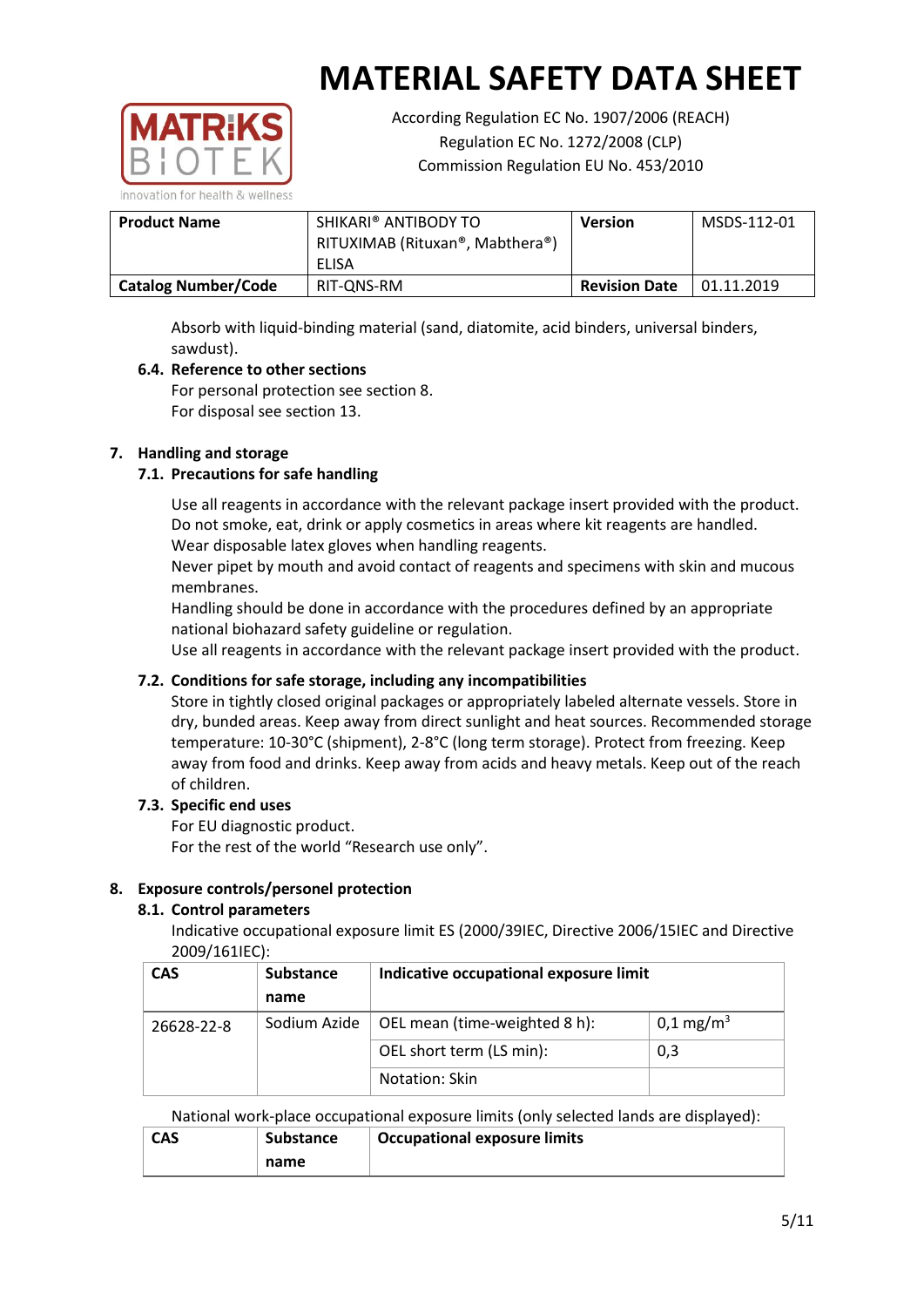Absorb with liquid-binding material (sand, diatomite, acid binders, universal binders, sawdust).

### 6.4. Reference to other sections

For personal protection see section 8.
For disposal see section 13.

## 7. Handling and storage

### 7.1. Precautions for safe handling

Use all reagents in accordance with the relevant package insert provided with the product.
Do not smoke, eat, drink or apply cosmetics in areas where kit reagents are handled.
Wear disposable latex gloves when handling reagents.
Never pipet by mouth and avoid contact of reagents and specimens with skin and mucous membranes.
Handling should be done in accordance with the procedures defined by an appropriate national biohazard safety guideline or regulation.
Use all reagents in accordance with the relevant package insert provided with the product.

### 7.2. Conditions for safe storage, including any incompatibilities

Store in tightly closed original packages or appropriately labeled alternate vessels. Store in dry, bunded areas. Keep away from direct sunlight and heat sources. Recommended storage temperature: 10-30°C (shipment), 2-8°C (long term storage). Protect from freezing. Keep away from food and drinks. Keep away from acids and heavy metals. Keep out of the reach of children.

### 7.3. Specific end uses

For EU diagnostic product.
For the rest of the world "Research use only".

## 8. Exposure controls/personel protection

### 8.1. Control parameters

Indicative occupational exposure limit ES (2000/39IEC, Directive 2006/15IEC and Directive 2009/161IEC):

| CAS | Substance name | Indicative occupational exposure limit | |
|---|---|---|---|
| 26628-22-8 | Sodium Azide | OEL mean (time-weighted 8 h): | 0,1 mg/m$^3$ |
| | | OEL short term (LS min): | 0,3 |
| | | Notation: Skin | |

National work-place occupational exposure limits (only selected lands are displayed):

| CAS | Substance name | Occupational exposure limits |
|---|---|---|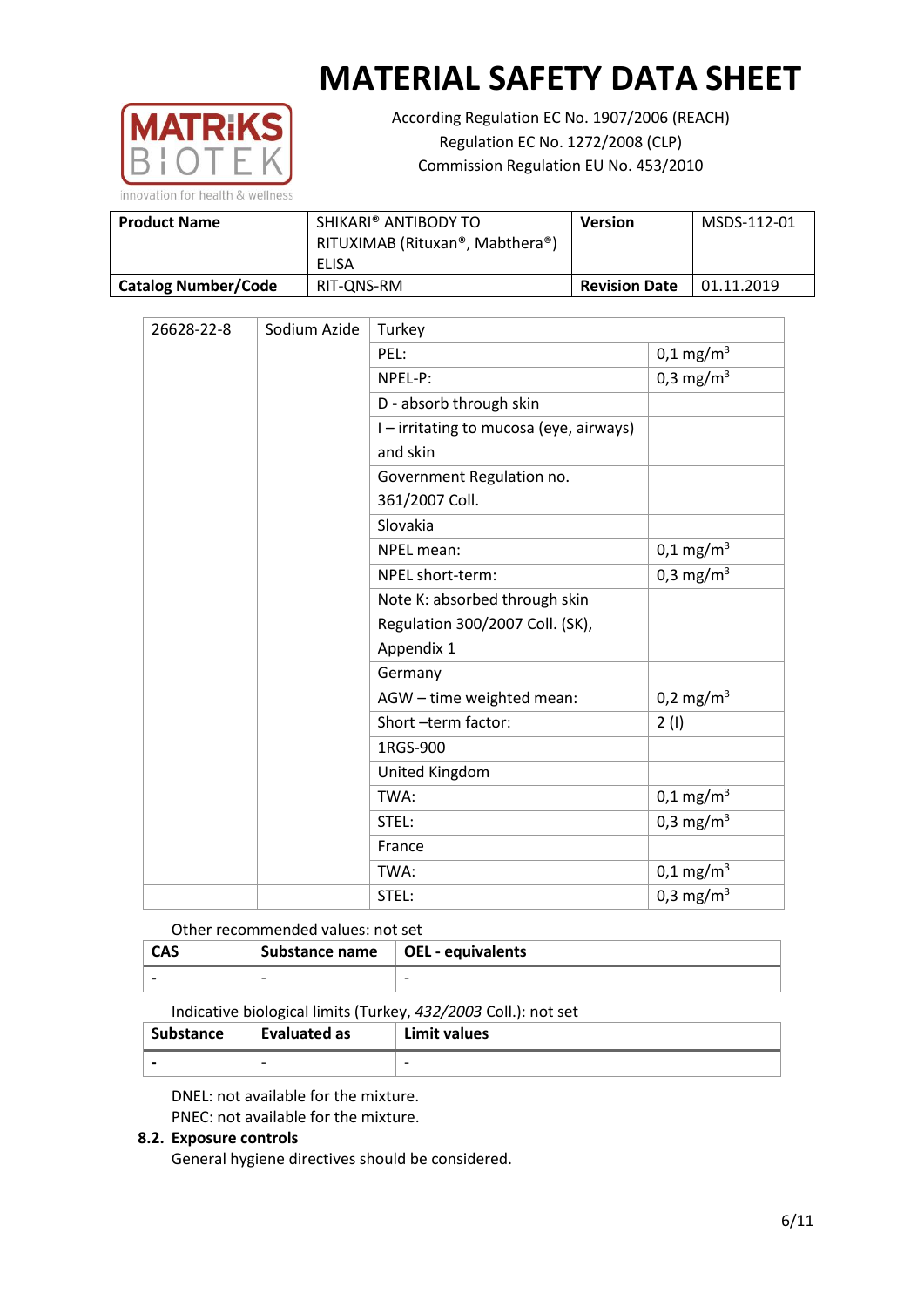# MATERIAL SAFETY DATA SHEET

According Regulation EC No. 1907/2006 (REACH)
Regulation EC No. 1272/2008 (CLP)
Commission Regulation EU No. 453/2010

| **Product Name** | SHIKARI® ANTIBODY TO RITUXIMAB (Rituxan®, Mabthera®) ELISA | **Version** | MSDS-112-01 |
|---|---|---|---|
| **Catalog Number/Code** | RIT-QNS-RM | **Revision Date** | 01.11.2019 |

| | | | |
|---|---|---|---|
| 26628-22-8 | Sodium Azide | Turkey | |
| | | PEL: | 0,1 mg/m$^3$ |
| | | NPEL-P: | 0,3 mg/m$^3$ |
| | | D - absorb through skin | |
| | | I – irritating to mucosa (eye, airways) and skin | |
| | | Government Regulation no. 361/2007 Coll. | |
| | | Slovakia | |
| | | NPEL mean: | 0,1 mg/m$^3$ |
| | | NPEL short-term: | 0,3 mg/m$^3$ |
| | | Note K: absorbed through skin | |
| | | Regulation 300/2007 Coll. (SK), Appendix 1 | |
| | | Germany | |
| | | AGW – time weighted mean: | 0,2 mg/m$^3$ |
| | | Short –term factor: | 2 (I) |
| | | 1RGS-900 | |
| | | United Kingdom | |
| | | TWA: | 0,1 mg/m$^3$ |
| | | STEL: | 0,3 mg/m$^3$ |
| | | France | |
| | | TWA: | 0,1 mg/m$^3$ |
| | | STEL: | 0,3 mg/m$^3$ |

Other recommended values: not set

| **CAS** | **Substance name** | **OEL - equivalents** |
|---|---|---|
| - | - | - |

Indicative biological limits (Turkey, *432/2003* Coll.): not set

| **Substance** | **Evaluated as** | **Limit values** |
|---|---|---|
| - | - | - |

DNEL: not available for the mixture.
PNEC: not available for the mixture.

### 8.2. Exposure controls

General hygiene directives should be considered.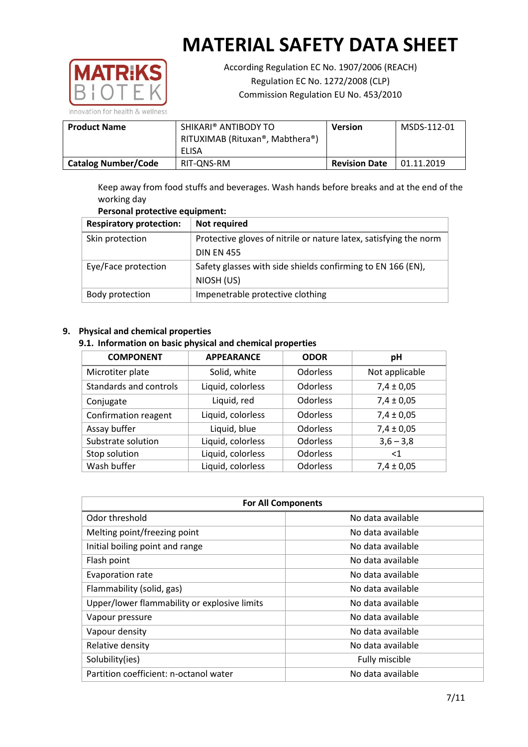# MATERIAL SAFETY DATA SHEET

According Regulation EC No. 1907/2006 (REACH)
Regulation EC No. 1272/2008 (CLP)
Commission Regulation EU No. 453/2010

| **Product Name** | SHIKARI® ANTIBODY TO RITUXIMAB (Rituxan®, Mabthera®) ELISA | **Version** | MSDS-112-01 |
|---|---|---|---|
| **Catalog Number/Code** | RIT-QNS-RM | **Revision Date** | 01.11.2019 |

Keep away from food stuffs and beverages. Wash hands before breaks and at the end of the working day

**Personal protective equipment:**

| **Respiratory protection:** | **Not required** |
|---|---|
| Skin protection | Protective gloves of nitrile or nature latex, satisfying the norm DIN EN 455 |
| Eye/Face protection | Safety glasses with side shields confirming to EN 166 (EN), NIOSH (US) |
| Body protection | Impenetrable protective clothing |

## 9. Physical and chemical properties

### 9.1. Information on basic physical and chemical properties

| COMPONENT | APPEARANCE | ODOR | pH |
|---|---|---|---|
| Microtiter plate | Solid, white | Odorless | Not applicable |
| Standards and controls | Liquid, colorless | Odorless | 7,4 ± 0,05 |
| Conjugate | Liquid, red | Odorless | 7,4 ± 0,05 |
| Confirmation reagent | Liquid, colorless | Odorless | 7,4 ± 0,05 |
| Assay buffer | Liquid, blue | Odorless | 7,4 ± 0,05 |
| Substrate solution | Liquid, colorless | Odorless | 3,6 – 3,8 |
| Stop solution | Liquid, colorless | Odorless | <1 |
| Wash buffer | Liquid, colorless | Odorless | 7,4 ± 0,05 |

| For All Components | |
|---|---|
| Odor threshold | No data available |
| Melting point/freezing point | No data available |
| Initial boiling point and range | No data available |
| Flash point | No data available |
| Evaporation rate | No data available |
| Flammability (solid, gas) | No data available |
| Upper/lower flammability or explosive limits | No data available |
| Vapour pressure | No data available |
| Vapour density | No data available |
| Relative density | No data available |
| Solubility(ies) | Fully miscible |
| Partition coefficient: n-octanol water | No data available |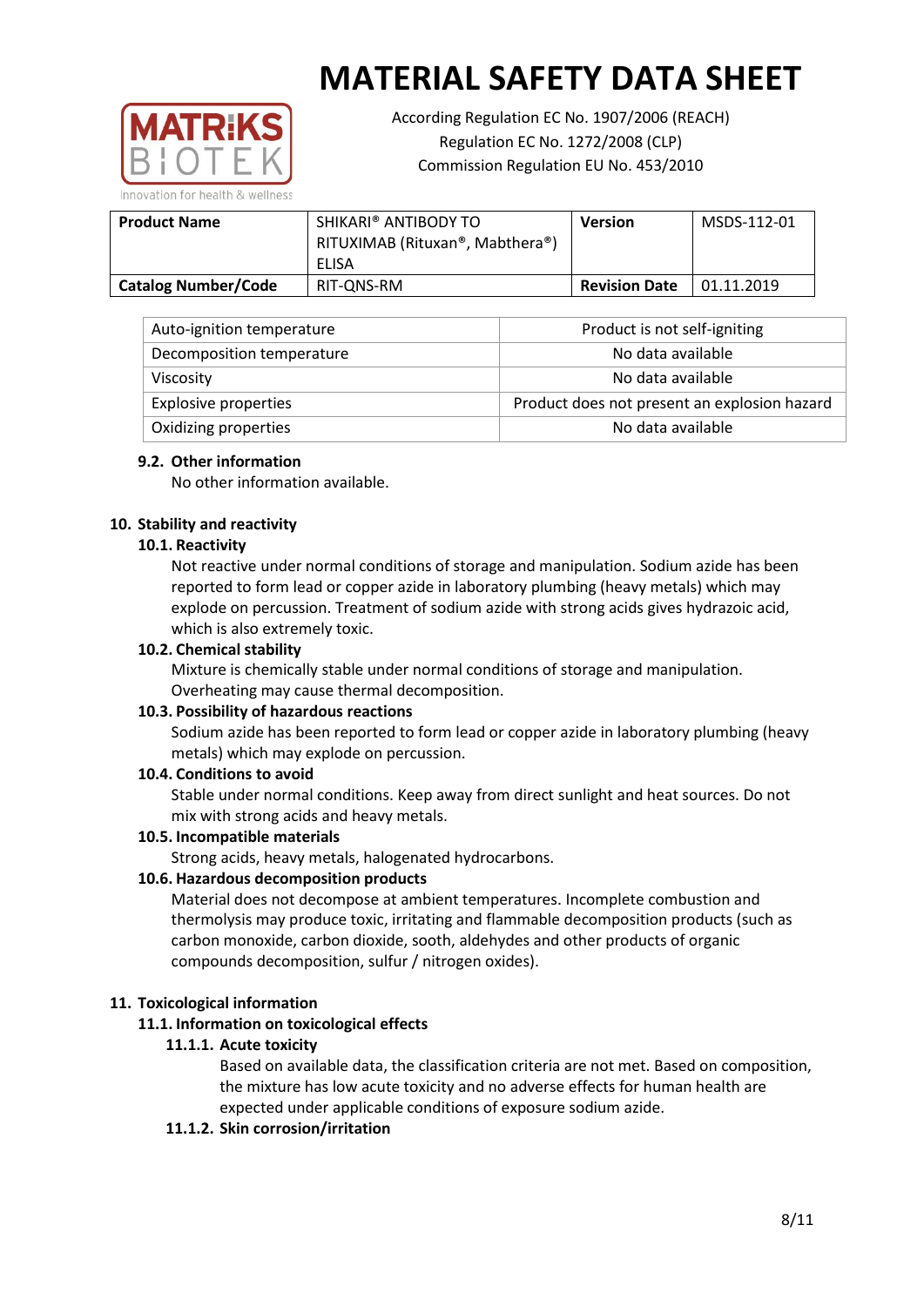| Auto-ignition temperature | Product is not self-igniting |
|---|---|
| Decomposition temperature | No data available |
| Viscosity | No data available |
| Explosive properties | Product does not present an explosion hazard |
| Oxidizing properties | No data available |

### 9.2. Other information

No other information available.

## 10. Stability and reactivity

### 10.1. Reactivity

Not reactive under normal conditions of storage and manipulation. Sodium azide has been reported to form lead or copper azide in laboratory plumbing (heavy metals) which may explode on percussion. Treatment of sodium azide with strong acids gives hydrazoic acid, which is also extremely toxic.

### 10.2. Chemical stability

Mixture is chemically stable under normal conditions of storage and manipulation. Overheating may cause thermal decomposition.

### 10.3. Possibility of hazardous reactions

Sodium azide has been reported to form lead or copper azide in laboratory plumbing (heavy metals) which may explode on percussion.

### 10.4. Conditions to avoid

Stable under normal conditions. Keep away from direct sunlight and heat sources. Do not mix with strong acids and heavy metals.

### 10.5. Incompatible materials

Strong acids, heavy metals, halogenated hydrocarbons.

### 10.6. Hazardous decomposition products

Material does not decompose at ambient temperatures. Incomplete combustion and thermolysis may produce toxic, irritating and flammable decomposition products (such as carbon monoxide, carbon dioxide, sooth, aldehydes and other products of organic compounds decomposition, sulfur / nitrogen oxides).

## 11. Toxicological information

### 11.1. Information on toxicological effects

#### 11.1.1. Acute toxicity

Based on available data, the classification criteria are not met. Based on composition, the mixture has low acute toxicity and no adverse effects for human health are expected under applicable conditions of exposure sodium azide.

#### 11.1.2. Skin corrosion/irritation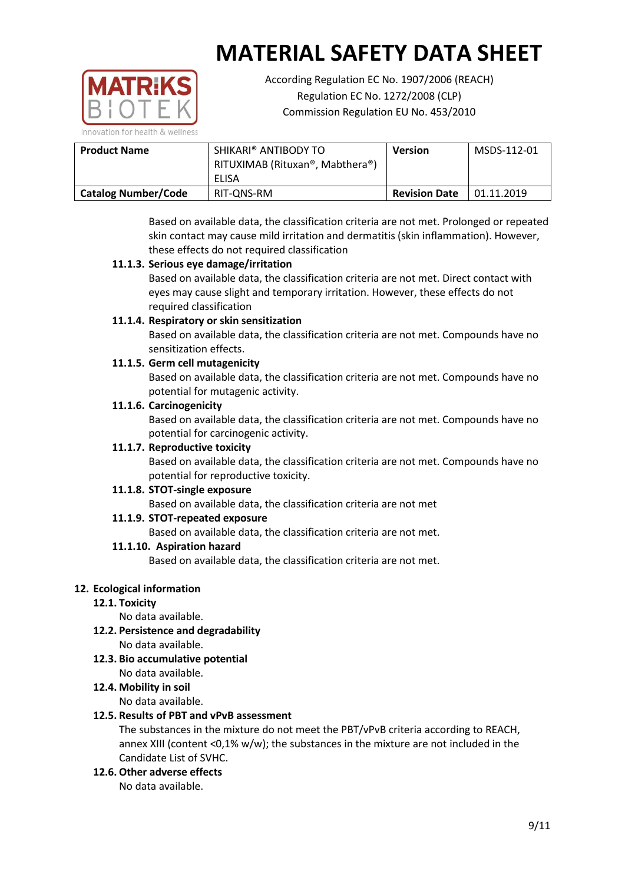Based on available data, the classification criteria are not met. Prolonged or repeated skin contact may cause mild irritation and dermatitis (skin inflammation). However, these effects do not required classification

#### 11.1.3. Serious eye damage/irritation

Based on available data, the classification criteria are not met. Direct contact with eyes may cause slight and temporary irritation. However, these effects do not required classification

#### 11.1.4. Respiratory or skin sensitization

Based on available data, the classification criteria are not met. Compounds have no sensitization effects.

#### 11.1.5. Germ cell mutagenicity

Based on available data, the classification criteria are not met. Compounds have no potential for mutagenic activity.

#### 11.1.6. Carcinogenicity

Based on available data, the classification criteria are not met. Compounds have no potential for carcinogenic activity.

#### 11.1.7. Reproductive toxicity

Based on available data, the classification criteria are not met. Compounds have no potential for reproductive toxicity.

#### 11.1.8. STOT-single exposure

Based on available data, the classification criteria are not met

#### 11.1.9. STOT-repeated exposure

Based on available data, the classification criteria are not met.

#### 11.1.10. Aspiration hazard

Based on available data, the classification criteria are not met.

## 12. Ecological information

### 12.1. Toxicity

No data available.

### 12.2. Persistence and degradability

No data available.

### 12.3. Bio accumulative potential

No data available.

### 12.4. Mobility in soil

No data available.

### 12.5. Results of PBT and vPvB assessment

The substances in the mixture do not meet the PBT/vPvB criteria according to REACH, annex XIII (content <0,1% w/w); the substances in the mixture are not included in the Candidate List of SVHC.

### 12.6. Other adverse effects

No data available.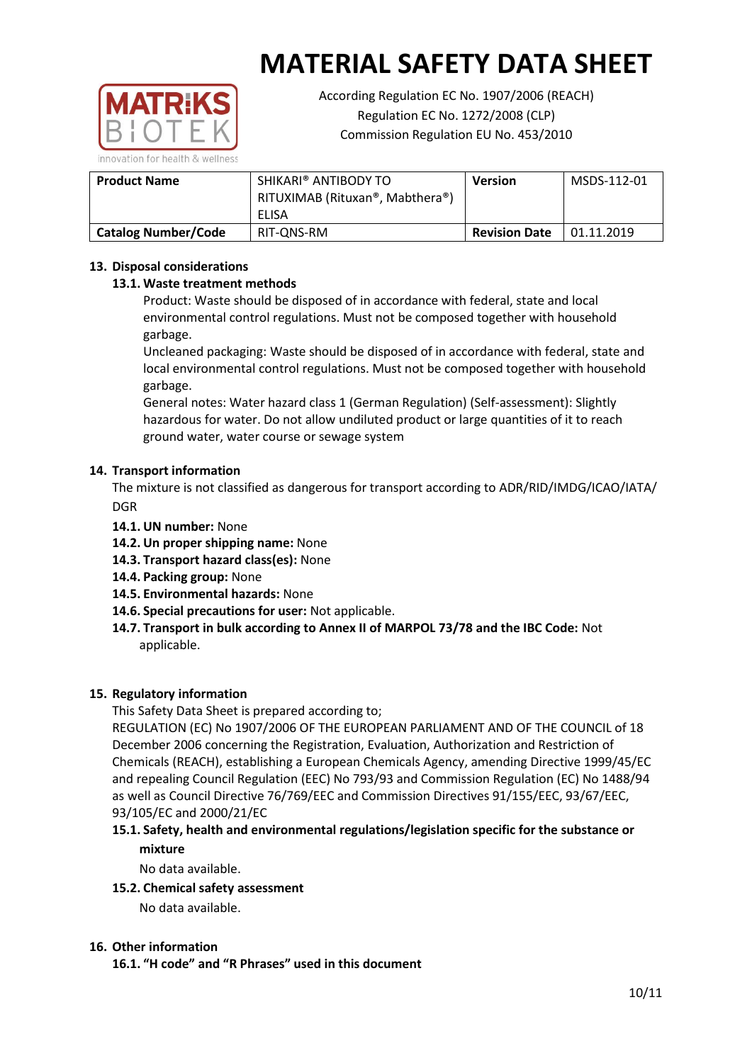# MATERIAL SAFETY DATA SHEET

According Regulation EC No. 1907/2006 (REACH)
Regulation EC No. 1272/2008 (CLP)
Commission Regulation EU No. 453/2010

| **Product Name** | SHIKARI® ANTIBODY TO RITUXIMAB (Rituxan®, Mabthera®) ELISA | **Version** | MSDS-112-01 |
|---|---|---|---|
| **Catalog Number/Code** | RIT-QNS-RM | **Revision Date** | 01.11.2019 |

## 13. Disposal considerations

### 13.1. Waste treatment methods

Product: Waste should be disposed of in accordance with federal, state and local environmental control regulations. Must not be composed together with household garbage.

Uncleaned packaging: Waste should be disposed of in accordance with federal, state and local environmental control regulations. Must not be composed together with household garbage.

General notes: Water hazard class 1 (German Regulation) (Self-assessment): Slightly hazardous for water. Do not allow undiluted product or large quantities of it to reach ground water, water course or sewage system

## 14. Transport information

The mixture is not classified as dangerous for transport according to ADR/RID/IMDG/ICAO/IATA/DGR

- **14.1. UN number:** None
- **14.2. Un proper shipping name:** None
- **14.3. Transport hazard class(es):** None
- **14.4. Packing group:** None
- **14.5. Environmental hazards:** None
- **14.6. Special precautions for user:** Not applicable.
- **14.7. Transport in bulk according to Annex II of MARPOL 73/78 and the IBC Code:** Not applicable.

## 15. Regulatory information

This Safety Data Sheet is prepared according to;

REGULATION (EC) No 1907/2006 OF THE EUROPEAN PARLIAMENT AND OF THE COUNCIL of 18 December 2006 concerning the Registration, Evaluation, Authorization and Restriction of Chemicals (REACH), establishing a European Chemicals Agency, amending Directive 1999/45/EC and repealing Council Regulation (EEC) No 793/93 and Commission Regulation (EC) No 1488/94 as well as Council Directive 76/769/EEC and Commission Directives 91/155/EEC, 93/67/EEC, 93/105/EC and 2000/21/EC

### 15.1. Safety, health and environmental regulations/legislation specific for the substance or mixture

No data available.

### 15.2. Chemical safety assessment

No data available.

## 16. Other information

### 16.1. "H code" and "R Phrases" used in this document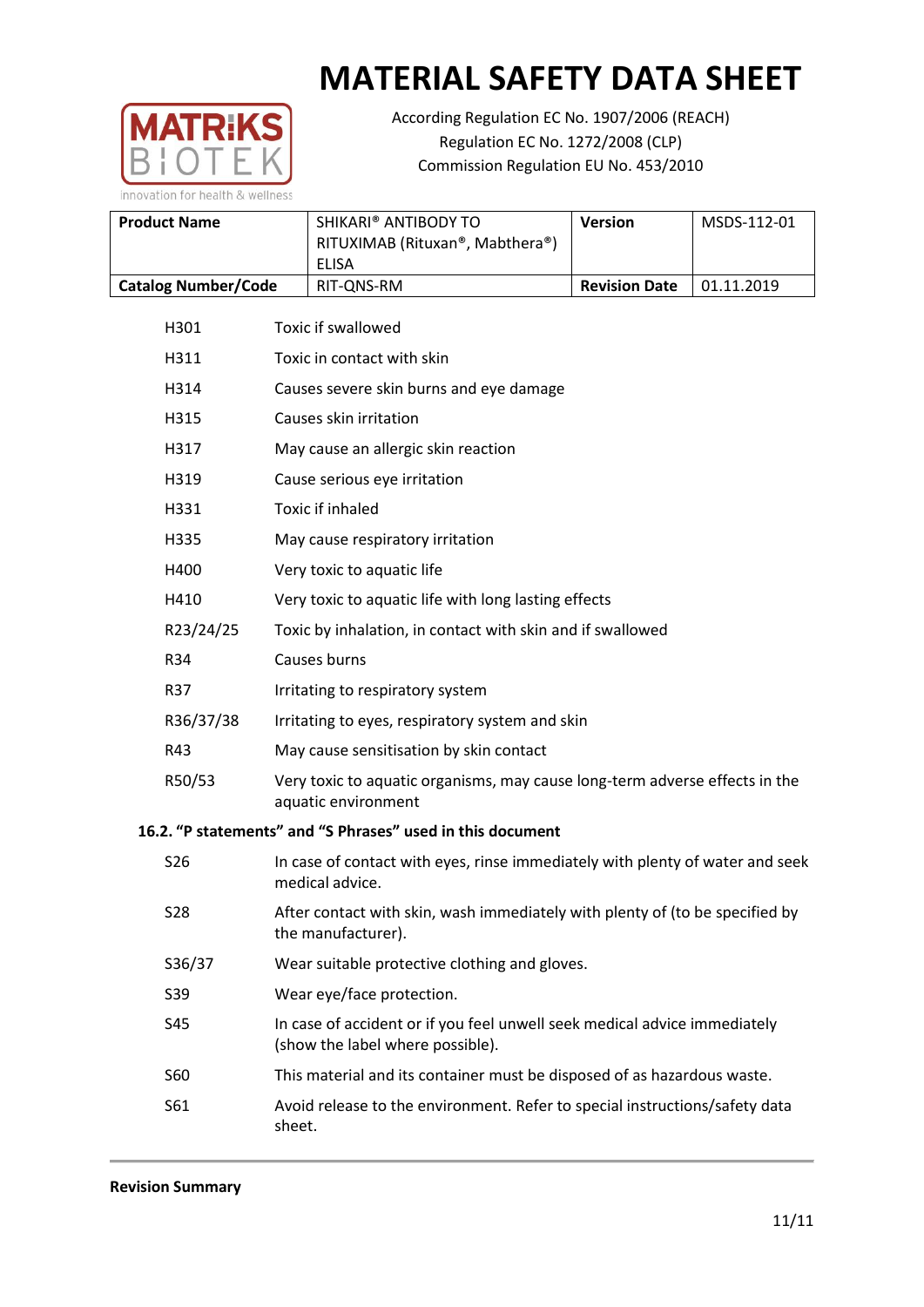| H301 | Toxic if swallowed |
|---|---|
| H311 | Toxic in contact with skin |
| H314 | Causes severe skin burns and eye damage |
| H315 | Causes skin irritation |
| H317 | May cause an allergic skin reaction |
| H319 | Cause serious eye irritation |
| H331 | Toxic if inhaled |
| H335 | May cause respiratory irritation |
| H400 | Very toxic to aquatic life |
| H410 | Very toxic to aquatic life with long lasting effects |
| R23/24/25 | Toxic by inhalation, in contact with skin and if swallowed |
| R34 | Causes burns |
| R37 | Irritating to respiratory system |
| R36/37/38 | Irritating to eyes, respiratory system and skin |
| R43 | May cause sensitisation by skin contact |
| R50/53 | Very toxic to aquatic organisms, may cause long-term adverse effects in the aquatic environment |

### 16.2. "P statements" and "S Phrases" used in this document

| S26 | In case of contact with eyes, rinse immediately with plenty of water and seek medical advice. |
|---|---|
| S28 | After contact with skin, wash immediately with plenty of (to be specified by the manufacturer). |
| S36/37 | Wear suitable protective clothing and gloves. |
| S39 | Wear eye/face protection. |
| S45 | In case of accident or if you feel unwell seek medical advice immediately (show the label where possible). |
| S60 | This material and its container must be disposed of as hazardous waste. |
| S61 | Avoid release to the environment. Refer to special instructions/safety data sheet. |

**Revision Summary**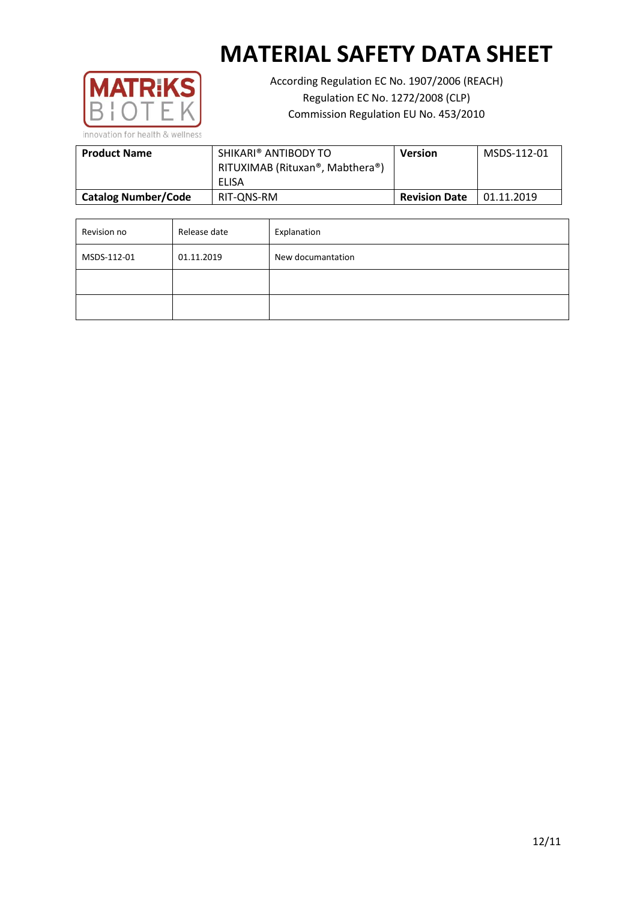# MATERIAL SAFETY DATA SHEET

According Regulation EC No. 1907/2006 (REACH)
Regulation EC No. 1272/2008 (CLP)
Commission Regulation EU No. 453/2010

| | | | |
|---|---|---|---|
| **Product Name** | SHIKARI® ANTIBODY TO RITUXIMAB (Rituxan®, Mabthera®) ELISA | **Version** | MSDS-112-01 |
| **Catalog Number/Code** | RIT-QNS-RM | **Revision Date** | 01.11.2019 |

| Revision no | Release date | Explanation |
|---|---|---|
| MSDS-112-01 | 01.11.2019 | New documantation |
| | | |
| | | |